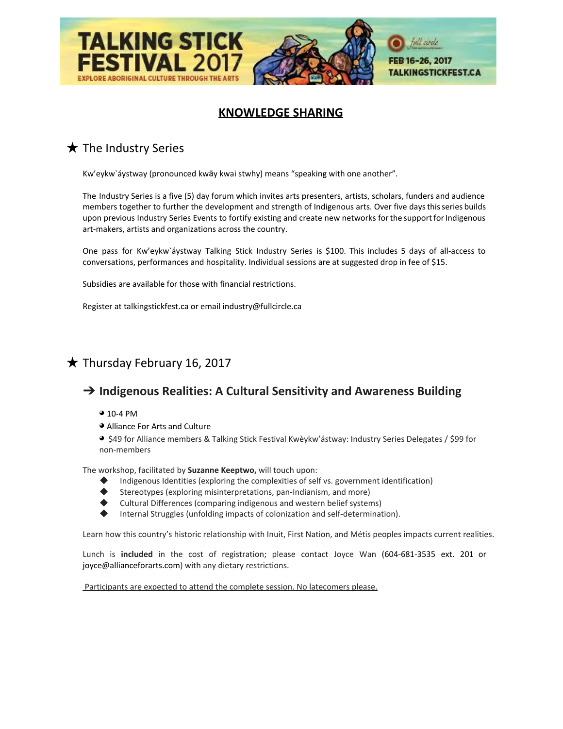# KNOWLEDGE SHARING

## ★ The Industry Series

Kw'eykw`áystway (pronounced kwāy kwai stwhy) means "speaking with one another".

The Industry Series is a five (5) day forum which invites arts presenters, artists, scholars, funders and audience members together to further the development and strength of Indigenous arts. Over five days this series builds upon previous Industry Series Events to fortify existing and create new networks for the support for Indigenous art-makers, artists and organizations across the country.

One pass for Kw'eykw`áystway Talking Stick Industry Series is $100. This includes 5 days of all-access to conversations, performances and hospitality. Individual sessions are at suggested drop in fee of $15.

Subsidies are available for those with financial restrictions.

Register at talkingstickfest.ca or email industry@fullcircle.ca

## ★ Thursday February 16, 2017

### ➔ Indigenous Realities: A Cultural Sensitivity and Awareness Building

- 10-4 PM
- Alliance For Arts and Culture
- $49 for Alliance members & Talking Stick Festival Kwèykw'ástway: Industry Series Delegates / $99 for non-members

The workshop, facilitated by **Suzanne Keeptwo,** will touch upon:

- Indigenous Identities (exploring the complexities of self vs. government identification)
- Stereotypes (exploring misinterpretations, pan-Indianism, and more)
- Cultural Differences (comparing indigenous and western belief systems)
- Internal Struggles (unfolding impacts of colonization and self-determination).

Learn how this country's historic relationship with Inuit, First Nation, and Métis peoples impacts current realities.

Lunch is **included** in the cost of registration; please contact Joyce Wan (604-681-3535 ext. 201 or joyce@allianceforarts.com) with any dietary restrictions.

Participants are expected to attend the complete session. No latecomers please.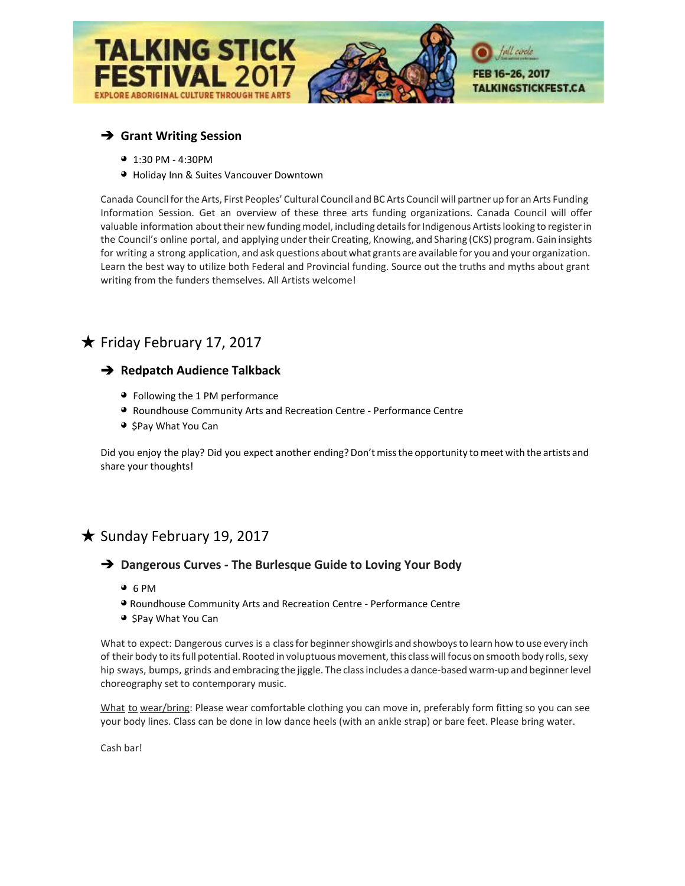### ➔ Grant Writing Session

- 1:30 PM - 4:30PM
- Holiday Inn & Suites Vancouver Downtown

Canada Council for the Arts, First Peoples' Cultural Council and BC Arts Council will partner up for an Arts Funding Information Session. Get an overview of these three arts funding organizations. Canada Council will offer valuable information about their new funding model, including details for Indigenous Artists looking to register in the Council's online portal, and applying under their Creating, Knowing, and Sharing (CKS) program. Gain insights for writing a strong application, and ask questions about what grants are available for you and your organization. Learn the best way to utilize both Federal and Provincial funding. Source out the truths and myths about grant writing from the funders themselves. All Artists welcome!

## ★ Friday February 17, 2017

### ➔ Redpatch Audience Talkback

- Following the 1 PM performance
- Roundhouse Community Arts and Recreation Centre - Performance Centre
- $Pay What You Can

Did you enjoy the play? Did you expect another ending? Don't miss the opportunity to meet with the artists and share your thoughts!

## ★ Sunday February 19, 2017

### ➔ Dangerous Curves - The Burlesque Guide to Loving Your Body

- 6 PM
- Roundhouse Community Arts and Recreation Centre - Performance Centre
- $Pay What You Can

What to expect: Dangerous curves is a class for beginner showgirls and showboys to learn how to use every inch of their body to its full potential. Rooted in voluptuous movement, this class will focus on smooth body rolls, sexy hip sways, bumps, grinds and embracing the jiggle. The class includes a dance-based warm-up and beginner level choreography set to contemporary music.

What to wear/bring: Please wear comfortable clothing you can move in, preferably form fitting so you can see your body lines. Class can be done in low dance heels (with an ankle strap) or bare feet. Please bring water.

Cash bar!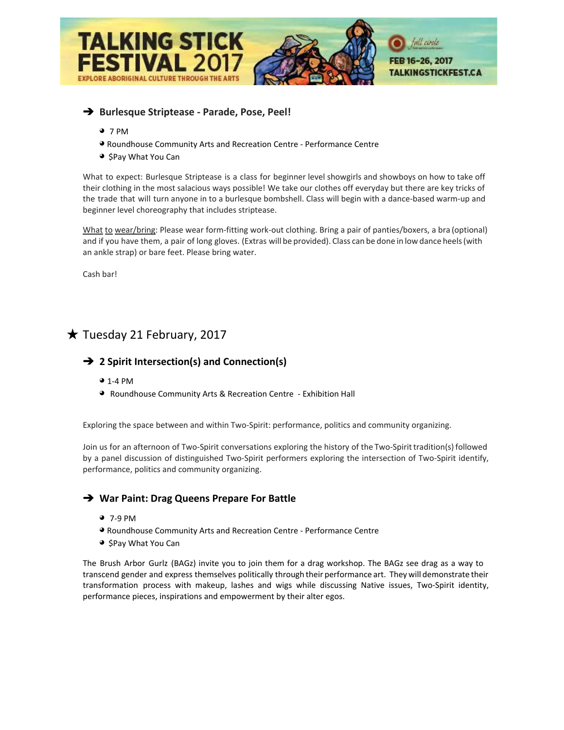### ➔ Burlesque Striptease - Parade, Pose, Peel!

- 7 PM
- Roundhouse Community Arts and Recreation Centre - Performance Centre
- $Pay What You Can

What to expect: Burlesque Striptease is a class for beginner level showgirls and showboys on how to take off their clothing in the most salacious ways possible! We take our clothes off everyday but there are key tricks of the trade that will turn anyone in to a burlesque bombshell. Class will begin with a dance-based warm-up and beginner level choreography that includes striptease.

<u>What to wear/bring</u>: Please wear form-fitting work-out clothing. Bring a pair of panties/boxers, a bra (optional) and if you have them, a pair of long gloves. (Extras will be provided). Class can be done in low dance heels (with an ankle strap) or bare feet. Please bring water.

Cash bar!

## ★ Tuesday 21 February, 2017

### ➔ 2 Spirit Intersection(s) and Connection(s)

- 1-4 PM
- Roundhouse Community Arts & Recreation Centre - Exhibition Hall

Exploring the space between and within Two-Spirit: performance, politics and community organizing.

Join us for an afternoon of Two-Spirit conversations exploring the history of the Two-Spirit tradition(s) followed by a panel discussion of distinguished Two-Spirit performers exploring the intersection of Two-Spirit identify, performance, politics and community organizing.

### ➔ War Paint: Drag Queens Prepare For Battle

- 7-9 PM
- Roundhouse Community Arts and Recreation Centre - Performance Centre
- $Pay What You Can

The Brush Arbor Gurlz (BAGz) invite you to join them for a drag workshop. The BAGz see drag as a way to transcend gender and express themselves politically through their performance art. They will demonstrate their transformation process with makeup, lashes and wigs while discussing Native issues, Two-Spirit identity, performance pieces, inspirations and empowerment by their alter egos.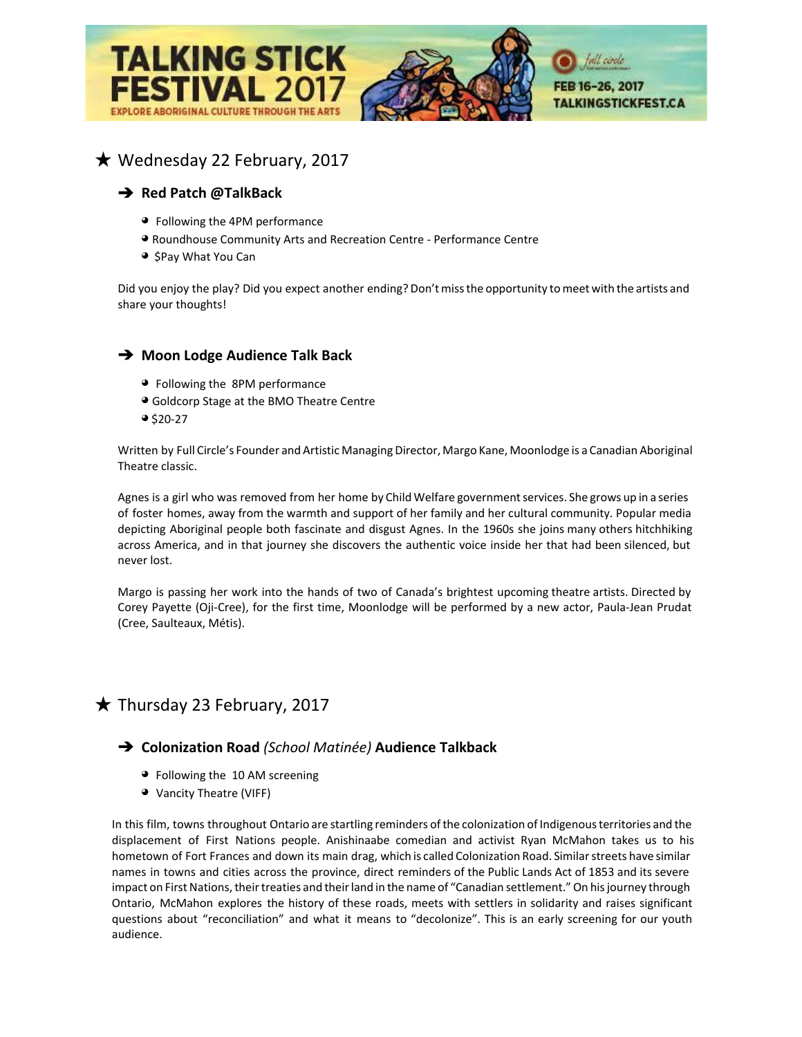# ★ Wednesday 22 February, 2017

## ➔ Red Patch @TalkBack

- Following the 4PM performance
- Roundhouse Community Arts and Recreation Centre - Performance Centre
- $Pay What You Can

Did you enjoy the play? Did you expect another ending? Don't miss the opportunity to meet with the artists and share your thoughts!

## ➔ Moon Lodge Audience Talk Back

- Following the 8PM performance
- Goldcorp Stage at the BMO Theatre Centre
- $20-27

Written by Full Circle's Founder and Artistic Managing Director, Margo Kane, Moonlodge is a Canadian Aboriginal Theatre classic.

Agnes is a girl who was removed from her home by Child Welfare government services. She grows up in a series of foster homes, away from the warmth and support of her family and her cultural community. Popular media depicting Aboriginal people both fascinate and disgust Agnes. In the 1960s she joins many others hitchhiking across America, and in that journey she discovers the authentic voice inside her that had been silenced, but never lost.

Margo is passing her work into the hands of two of Canada's brightest upcoming theatre artists. Directed by Corey Payette (Oji-Cree), for the first time, Moonlodge will be performed by a new actor, Paula-Jean Prudat (Cree, Saulteaux, Métis).

# ★ Thursday 23 February, 2017

## ➔ Colonization Road *(School Matinée)* Audience Talkback

- Following the 10 AM screening
- Vancity Theatre (VIFF)

In this film, towns throughout Ontario are startling reminders of the colonization of Indigenous territories and the displacement of First Nations people. Anishinaabe comedian and activist Ryan McMahon takes us to his hometown of Fort Frances and down its main drag, which is called Colonization Road. Similar streets have similar names in towns and cities across the province, direct reminders of the Public Lands Act of 1853 and its severe impact on First Nations, their treaties and their land in the name of "Canadian settlement." On his journey through Ontario, McMahon explores the history of these roads, meets with settlers in solidarity and raises significant questions about "reconciliation" and what it means to "decolonize". This is an early screening for our youth audience.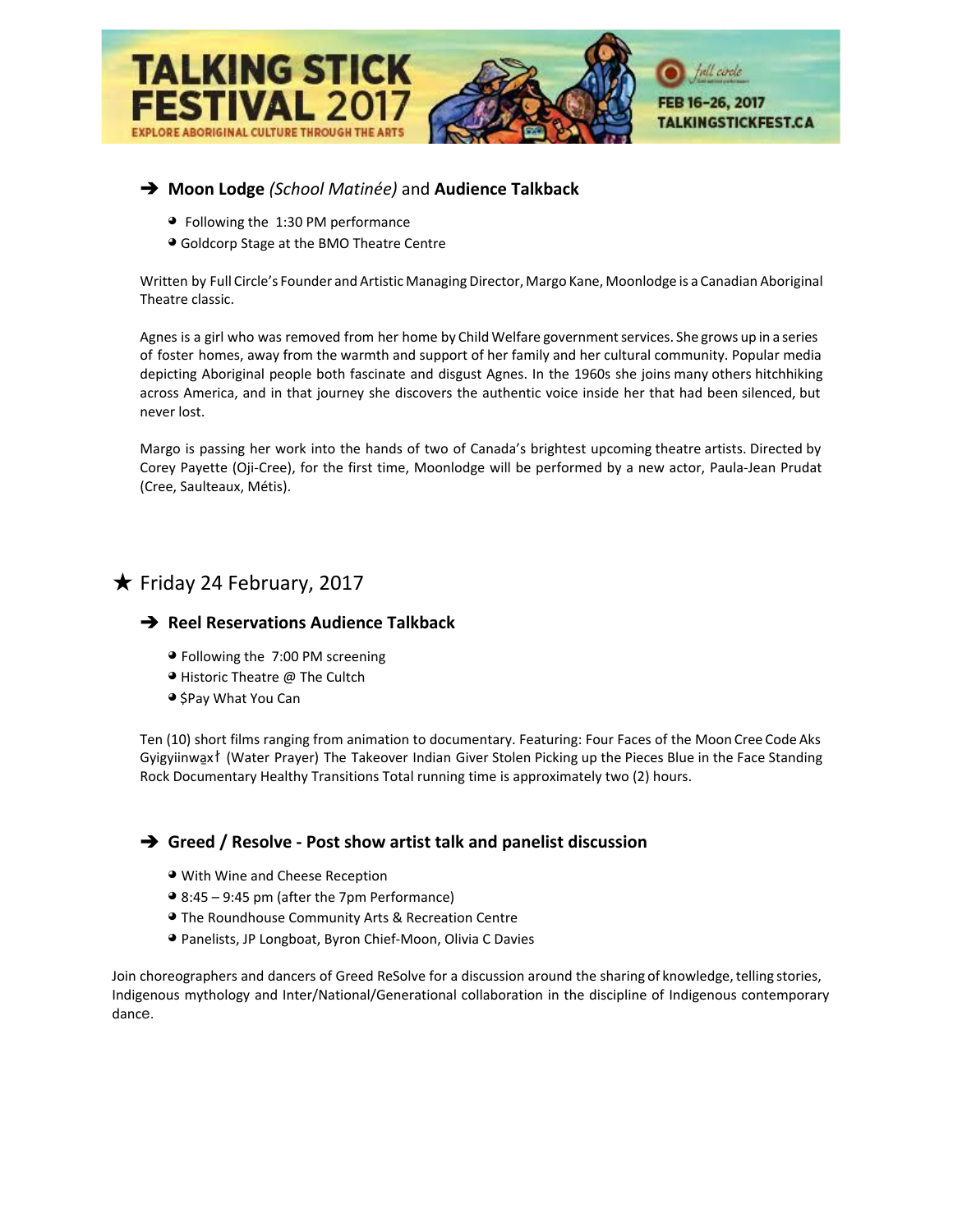### ➔ **Moon Lodge** *(School Matinée)* and **Audience Talkback**

- Following the 1:30 PM performance
- Goldcorp Stage at the BMO Theatre Centre

Written by Full Circle's Founder and Artistic Managing Director, Margo Kane, Moonlodge is a Canadian Aboriginal Theatre classic.

Agnes is a girl who was removed from her home by Child Welfare government services. She grows up in a series of foster homes, away from the warmth and support of her family and her cultural community. Popular media depicting Aboriginal people both fascinate and disgust Agnes. In the 1960s she joins many others hitchhiking across America, and in that journey she discovers the authentic voice inside her that had been silenced, but never lost.

Margo is passing her work into the hands of two of Canada's brightest upcoming theatre artists. Directed by Corey Payette (Oji-Cree), for the first time, Moonlodge will be performed by a new actor, Paula-Jean Prudat (Cree, Saulteaux, Métis).

## ★ Friday 24 February, 2017

### ➔ **Reel Reservations Audience Talkback**

- Following the 7:00 PM screening
- Historic Theatre @ The Cultch
- $Pay What You Can

Ten (10) short films ranging from animation to documentary. Featuring: Four Faces of the Moon Cree Code Aks Gyigyiinwa̠xˀ (Water Prayer) The Takeover Indian Giver Stolen Picking up the Pieces Blue in the Face Standing Rock Documentary Healthy Transitions Total running time is approximately two (2) hours.

### ➔ **Greed / Resolve - Post show artist talk and panelist discussion**

- With Wine and Cheese Reception
- 8:45 – 9:45 pm (after the 7pm Performance)
- The Roundhouse Community Arts & Recreation Centre
- Panelists, JP Longboat, Byron Chief-Moon, Olivia C Davies

Join choreographers and dancers of Greed ReSolve for a discussion around the sharing of knowledge, telling stories, Indigenous mythology and Inter/National/Generational collaboration in the discipline of Indigenous contemporary dance.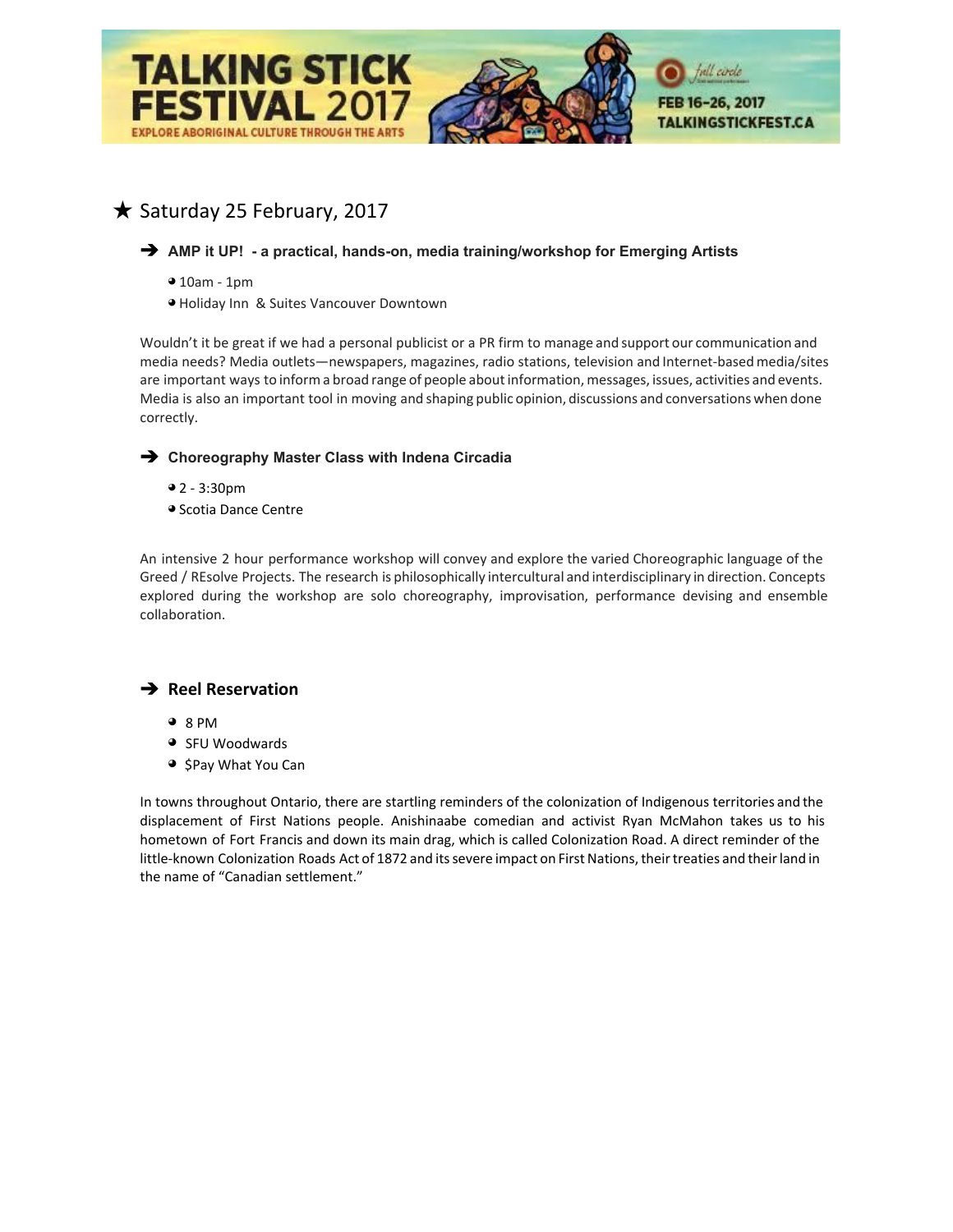TALKING STICK FESTIVAL 2017

EXPLORE ABORIGINAL CULTURE THROUGH THE ARTS

full circle

FEB 16-26, 2017

TALKINGSTICKFEST.CA

## ★ Saturday 25 February, 2017

### ➔ AMP it UP! - a practical, hands-on, media training/workshop for Emerging Artists

- 10am - 1pm
- Holiday Inn & Suites Vancouver Downtown

Wouldn't it be great if we had a personal publicist or a PR firm to manage and support our communication and media needs? Media outlets—newspapers, magazines, radio stations, television and Internet-based media/sites are important ways to inform a broad range of people about information, messages, issues, activities and events. Media is also an important tool in moving and shaping public opinion, discussions and conversations when done correctly.

### ➔ Choreography Master Class with Indena Circadia

- 2 - 3:30pm
- Scotia Dance Centre

An intensive 2 hour performance workshop will convey and explore the varied Choreographic language of the Greed / REsolve Projects. The research is philosophically intercultural and interdisciplinary in direction. Concepts explored during the workshop are solo choreography, improvisation, performance devising and ensemble collaboration.

### ➔ Reel Reservation

- 8 PM
- SFU Woodwards
- $Pay What You Can

In towns throughout Ontario, there are startling reminders of the colonization of Indigenous territories and the displacement of First Nations people. Anishinaabe comedian and activist Ryan McMahon takes us to his hometown of Fort Francis and down its main drag, which is called Colonization Road. A direct reminder of the little-known Colonization Roads Act of 1872 and its severe impact on First Nations, their treaties and their land in the name of "Canadian settlement."